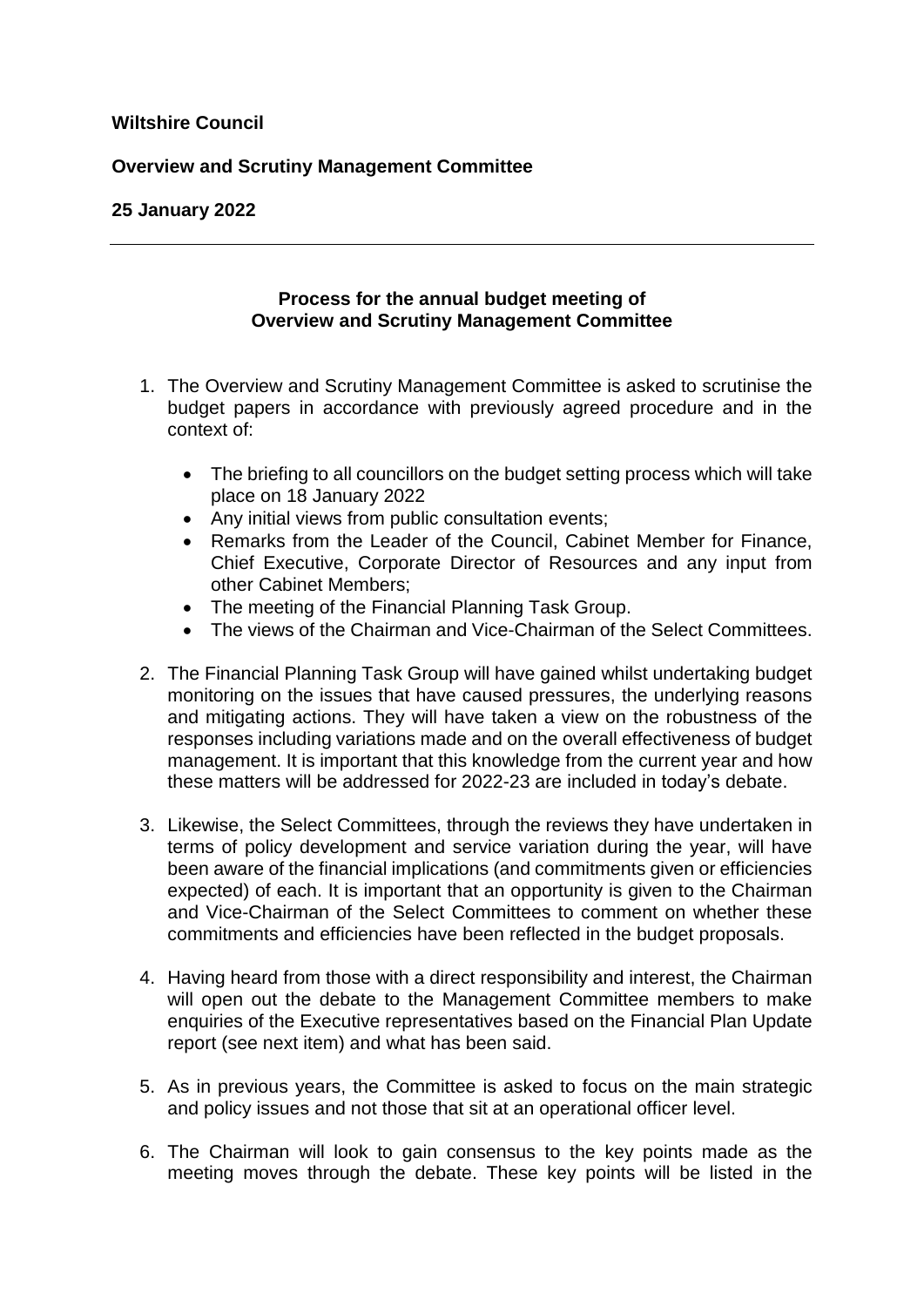**Wiltshire Council**

**Overview and Scrutiny Management Committee**

**25 January 2022**

---

**Process for the annual budget meeting of Overview and Scrutiny Management Committee**

1. The Overview and Scrutiny Management Committee is asked to scrutinise the budget papers in accordance with previously agreed procedure and in the context of:

    - The briefing to all councillors on the budget setting process which will take place on 18 January 2022
    - Any initial views from public consultation events;
    - Remarks from the Leader of the Council, Cabinet Member for Finance, Chief Executive, Corporate Director of Resources and any input from other Cabinet Members;
    - The meeting of the Financial Planning Task Group.
    - The views of the Chairman and Vice-Chairman of the Select Committees.

2. The Financial Planning Task Group will have gained whilst undertaking budget monitoring on the issues that have caused pressures, the underlying reasons and mitigating actions. They will have taken a view on the robustness of the responses including variations made and on the overall effectiveness of budget management. It is important that this knowledge from the current year and how these matters will be addressed for 2022-23 are included in today's debate.

3. Likewise, the Select Committees, through the reviews they have undertaken in terms of policy development and service variation during the year, will have been aware of the financial implications (and commitments given or efficiencies expected) of each. It is important that an opportunity is given to the Chairman and Vice-Chairman of the Select Committees to comment on whether these commitments and efficiencies have been reflected in the budget proposals.

4. Having heard from those with a direct responsibility and interest, the Chairman will open out the debate to the Management Committee members to make enquiries of the Executive representatives based on the Financial Plan Update report (see next item) and what has been said.

5. As in previous years, the Committee is asked to focus on the main strategic and policy issues and not those that sit at an operational officer level.

6. The Chairman will look to gain consensus to the key points made as the meeting moves through the debate. These key points will be listed in the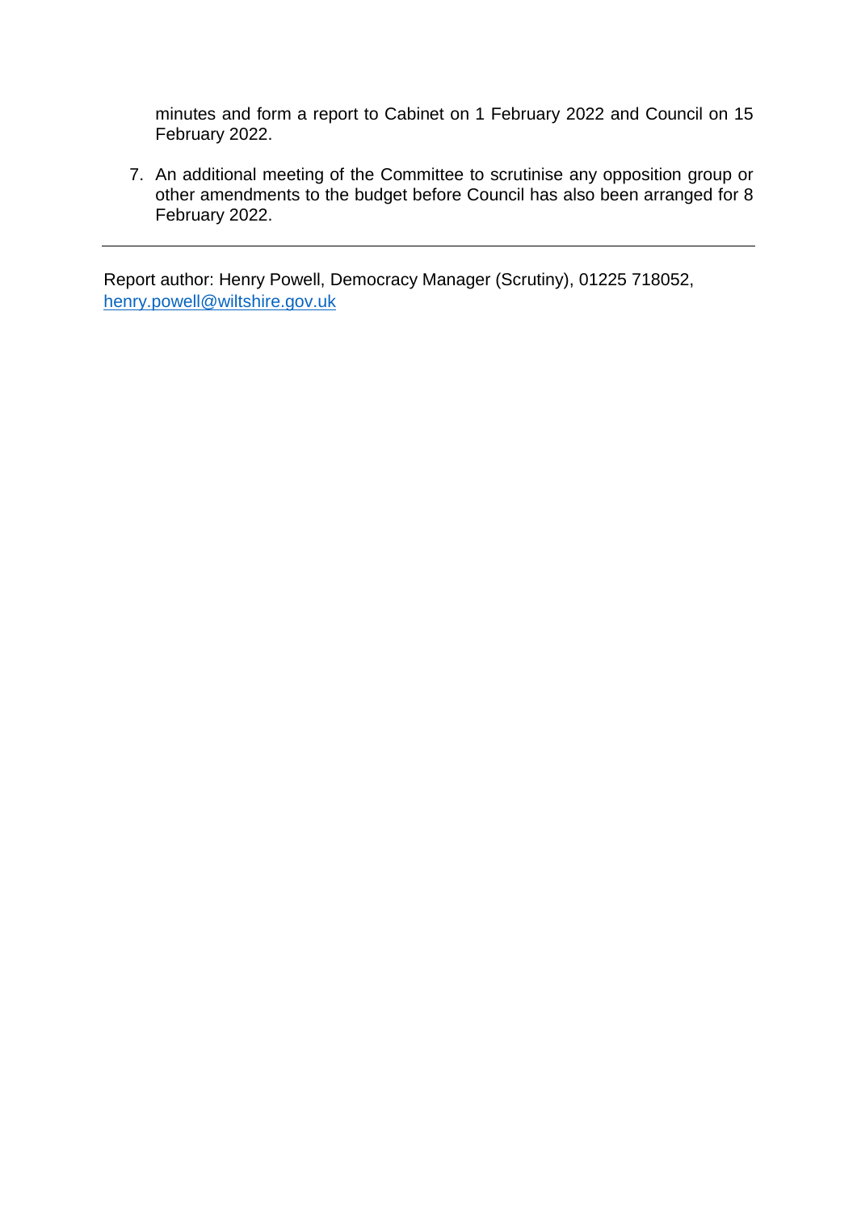minutes and form a report to Cabinet on 1 February 2022 and Council on 15 February 2022.

7. An additional meeting of the Committee to scrutinise any opposition group or other amendments to the budget before Council has also been arranged for 8 February 2022.

---

Report author: Henry Powell, Democracy Manager (Scrutiny), 01225 718052, henry.powell@wiltshire.gov.uk